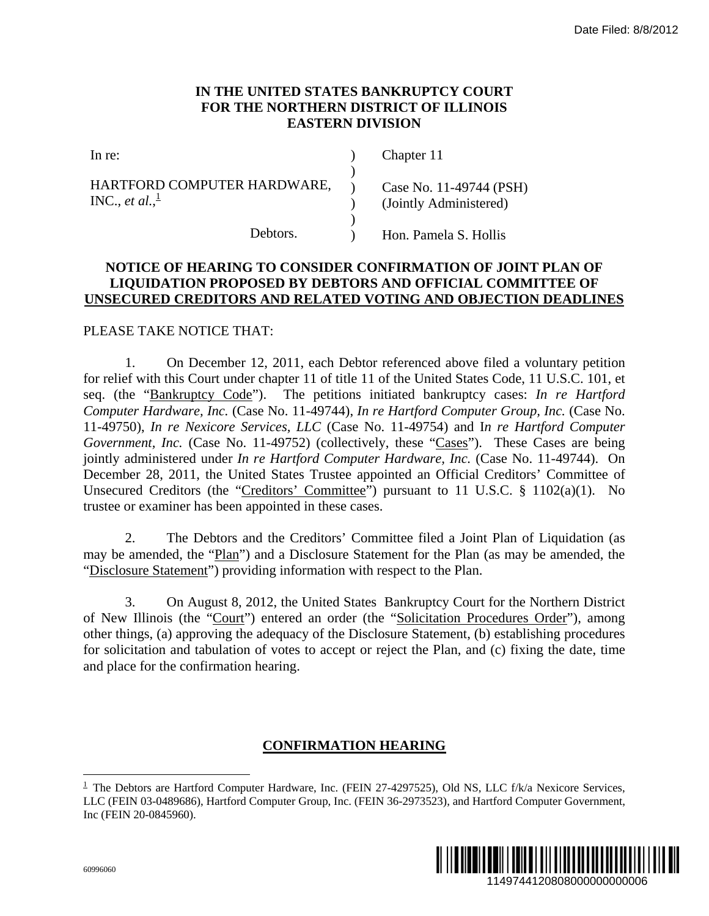**IN THE UNITED STATES BANKRUPTCY COURT**
**FOR THE NORTHERN DISTRICT OF ILLINOIS**
**EASTERN DIVISION**

| In re: | ) | Chapter 11 |
| --- | --- | --- |
| | ) | |
| HARTFORD COMPUTER HARDWARE, INC., *et al.*,[1] | ) | Case No. 11-49744 (PSH) |
| | ) | (Jointly Administered) |
| | ) | |
| Debtors. | ) | Hon. Pamela S. Hollis |

**NOTICE OF HEARING TO CONSIDER CONFIRMATION OF JOINT PLAN OF LIQUIDATION PROPOSED BY DEBTORS AND OFFICIAL COMMITTEE OF UNSECURED CREDITORS AND RELATED VOTING AND OBJECTION DEADLINES**

PLEASE TAKE NOTICE THAT:

1. On December 12, 2011, each Debtor referenced above filed a voluntary petition for relief with this Court under chapter 11 of title 11 of the United States Code, 11 U.S.C. 101, et seq. (the "Bankruptcy Code"). The petitions initiated bankruptcy cases: *In re Hartford Computer Hardware, Inc.* (Case No. 11-49744), *In re Hartford Computer Group, Inc.* (Case No. 11-49750), *In re Nexicore Services, LLC* (Case No. 11-49754) and I*n re Hartford Computer Government, Inc.* (Case No. 11-49752) (collectively, these "Cases"). These Cases are being jointly administered under *In re Hartford Computer Hardware, Inc.* (Case No. 11-49744). On December 28, 2011, the United States Trustee appointed an Official Creditors' Committee of Unsecured Creditors (the "Creditors' Committee") pursuant to 11 U.S.C. § 1102(a)(1). No trustee or examiner has been appointed in these cases.

2. The Debtors and the Creditors' Committee filed a Joint Plan of Liquidation (as may be amended, the "Plan") and a Disclosure Statement for the Plan (as may be amended, the "Disclosure Statement") providing information with respect to the Plan.

3. On August 8, 2012, the United States Bankruptcy Court for the Northern District of New Illinois (the "Court") entered an order (the "Solicitation Procedures Order"), among other things, (a) approving the adequacy of the Disclosure Statement, (b) establishing procedures for solicitation and tabulation of votes to accept or reject the Plan, and (c) fixing the date, time and place for the confirmation hearing.

**CONFIRMATION HEARING**

[1] The Debtors are Hartford Computer Hardware, Inc. (FEIN 27-4297525), Old NS, LLC f/k/a Nexicore Services, LLC (FEIN 03-0489686), Hartford Computer Group, Inc. (FEIN 36-2973523), and Hartford Computer Government, Inc (FEIN 20-0845960).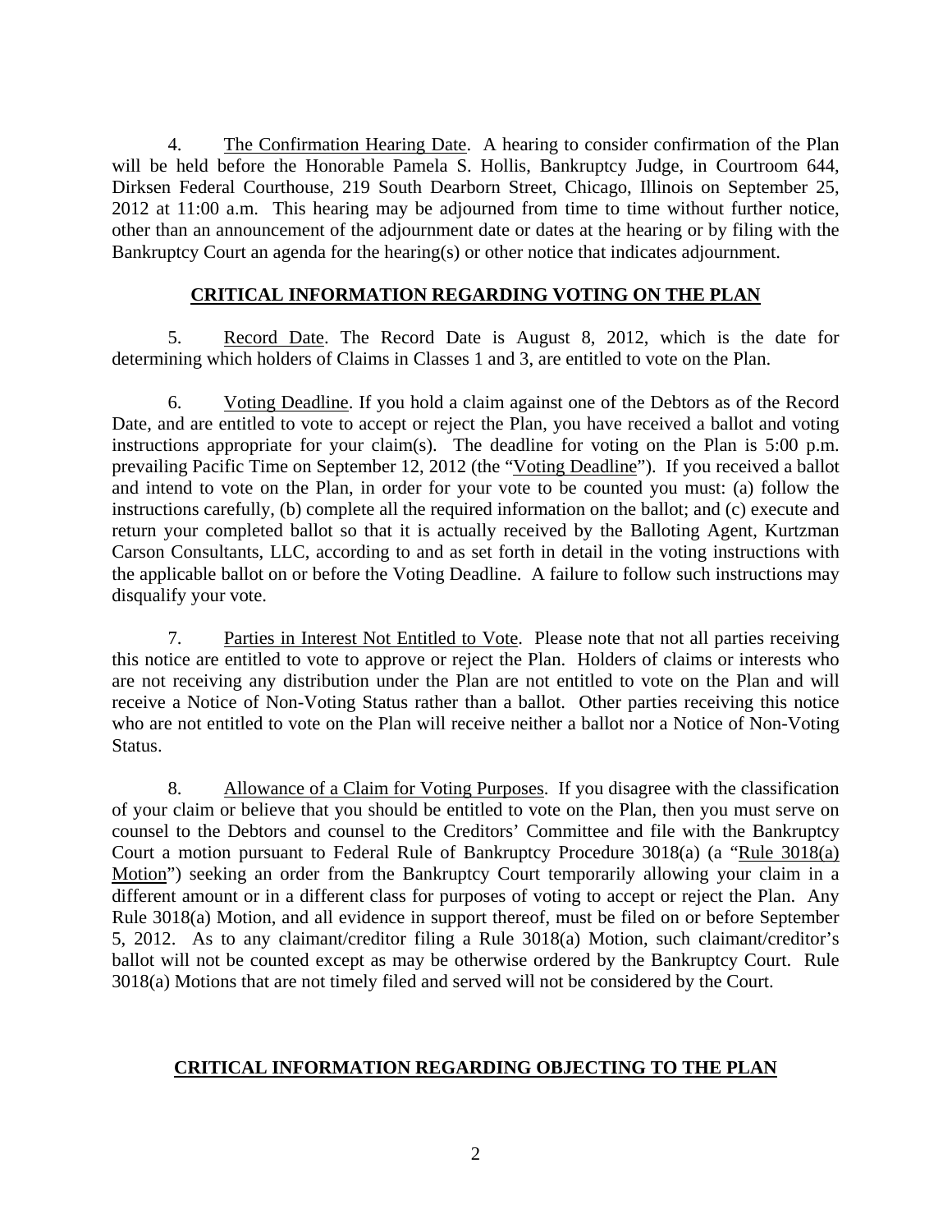4. The Confirmation Hearing Date. A hearing to consider confirmation of the Plan will be held before the Honorable Pamela S. Hollis, Bankruptcy Judge, in Courtroom 644, Dirksen Federal Courthouse, 219 South Dearborn Street, Chicago, Illinois on September 25, 2012 at 11:00 a.m. This hearing may be adjourned from time to time without further notice, other than an announcement of the adjournment date or dates at the hearing or by filing with the Bankruptcy Court an agenda for the hearing(s) or other notice that indicates adjournment.

## CRITICAL INFORMATION REGARDING VOTING ON THE PLAN

5. Record Date. The Record Date is August 8, 2012, which is the date for determining which holders of Claims in Classes 1 and 3, are entitled to vote on the Plan.

6. Voting Deadline. If you hold a claim against one of the Debtors as of the Record Date, and are entitled to vote to accept or reject the Plan, you have received a ballot and voting instructions appropriate for your claim(s). The deadline for voting on the Plan is 5:00 p.m. prevailing Pacific Time on September 12, 2012 (the "Voting Deadline"). If you received a ballot and intend to vote on the Plan, in order for your vote to be counted you must: (a) follow the instructions carefully, (b) complete all the required information on the ballot; and (c) execute and return your completed ballot so that it is actually received by the Balloting Agent, Kurtzman Carson Consultants, LLC, according to and as set forth in detail in the voting instructions with the applicable ballot on or before the Voting Deadline. A failure to follow such instructions may disqualify your vote.

7. Parties in Interest Not Entitled to Vote. Please note that not all parties receiving this notice are entitled to vote to approve or reject the Plan. Holders of claims or interests who are not receiving any distribution under the Plan are not entitled to vote on the Plan and will receive a Notice of Non-Voting Status rather than a ballot. Other parties receiving this notice who are not entitled to vote on the Plan will receive neither a ballot nor a Notice of Non-Voting Status.

8. Allowance of a Claim for Voting Purposes. If you disagree with the classification of your claim or believe that you should be entitled to vote on the Plan, then you must serve on counsel to the Debtors and counsel to the Creditors' Committee and file with the Bankruptcy Court a motion pursuant to Federal Rule of Bankruptcy Procedure 3018(a) (a "Rule 3018(a) Motion") seeking an order from the Bankruptcy Court temporarily allowing your claim in a different amount or in a different class for purposes of voting to accept or reject the Plan. Any Rule 3018(a) Motion, and all evidence in support thereof, must be filed on or before September 5, 2012. As to any claimant/creditor filing a Rule 3018(a) Motion, such claimant/creditor's ballot will not be counted except as may be otherwise ordered by the Bankruptcy Court. Rule 3018(a) Motions that are not timely filed and served will not be considered by the Court.

## CRITICAL INFORMATION REGARDING OBJECTING TO THE PLAN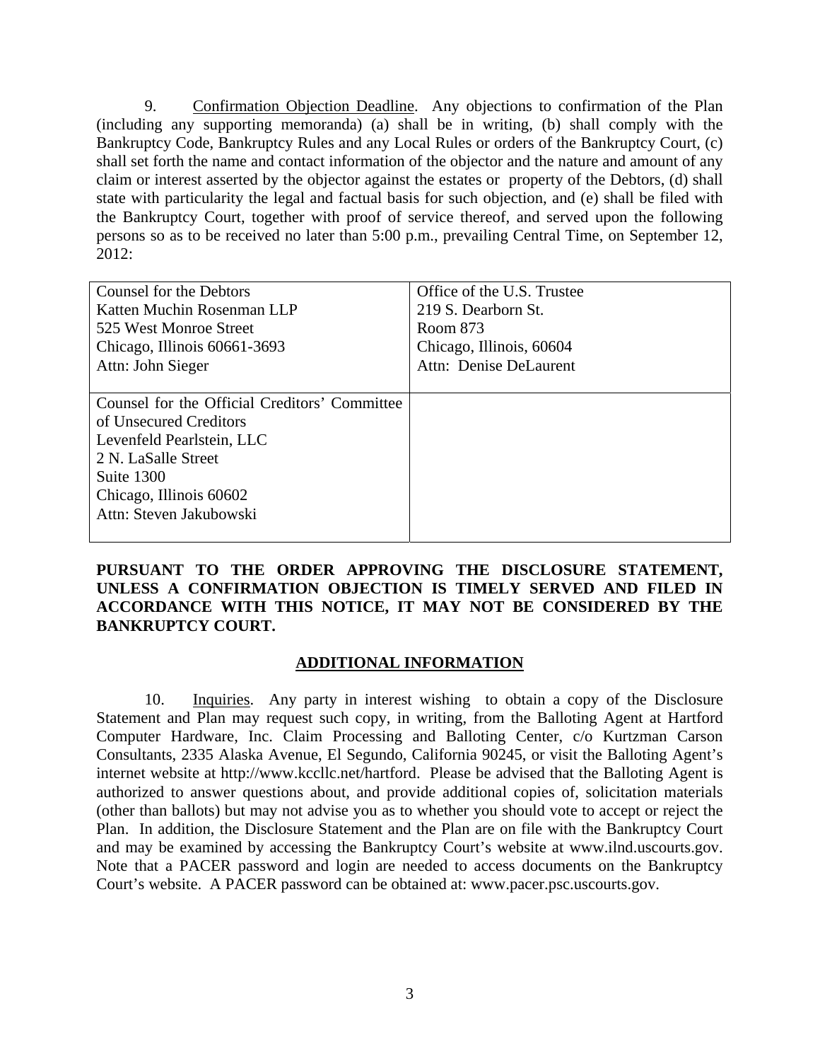9. Confirmation Objection Deadline. Any objections to confirmation of the Plan (including any supporting memoranda) (a) shall be in writing, (b) shall comply with the Bankruptcy Code, Bankruptcy Rules and any Local Rules or orders of the Bankruptcy Court, (c) shall set forth the name and contact information of the objector and the nature and amount of any claim or interest asserted by the objector against the estates or property of the Debtors, (d) shall state with particularity the legal and factual basis for such objection, and (e) shall be filed with the Bankruptcy Court, together with proof of service thereof, and served upon the following persons so as to be received no later than 5:00 p.m., prevailing Central Time, on September 12, 2012:

| | |
|---|---|
| Counsel for the Debtors<br>Katten Muchin Rosenman LLP<br>525 West Monroe Street<br>Chicago, Illinois 60661-3693<br>Attn: John Sieger | Office of the U.S. Trustee<br>219 S. Dearborn St.<br>Room 873<br>Chicago, Illinois, 60604<br>Attn: Denise DeLaurent |
| Counsel for the Official Creditors' Committee of Unsecured Creditors<br>Levenfeld Pearlstein, LLC<br>2 N. LaSalle Street<br>Suite 1300<br>Chicago, Illinois 60602<br>Attn: Steven Jakubowski | |

**PURSUANT TO THE ORDER APPROVING THE DISCLOSURE STATEMENT, UNLESS A CONFIRMATION OBJECTION IS TIMELY SERVED AND FILED IN ACCORDANCE WITH THIS NOTICE, IT MAY NOT BE CONSIDERED BY THE BANKRUPTCY COURT.**

## ADDITIONAL INFORMATION

10. Inquiries. Any party in interest wishing to obtain a copy of the Disclosure Statement and Plan may request such copy, in writing, from the Balloting Agent at Hartford Computer Hardware, Inc. Claim Processing and Balloting Center, c/o Kurtzman Carson Consultants, 2335 Alaska Avenue, El Segundo, California 90245, or visit the Balloting Agent's internet website at http://www.kccllc.net/hartford. Please be advised that the Balloting Agent is authorized to answer questions about, and provide additional copies of, solicitation materials (other than ballots) but may not advise you as to whether you should vote to accept or reject the Plan. In addition, the Disclosure Statement and the Plan are on file with the Bankruptcy Court and may be examined by accessing the Bankruptcy Court's website at www.ilnd.uscourts.gov. Note that a PACER password and login are needed to access documents on the Bankruptcy Court's website. A PACER password can be obtained at: www.pacer.psc.uscourts.gov.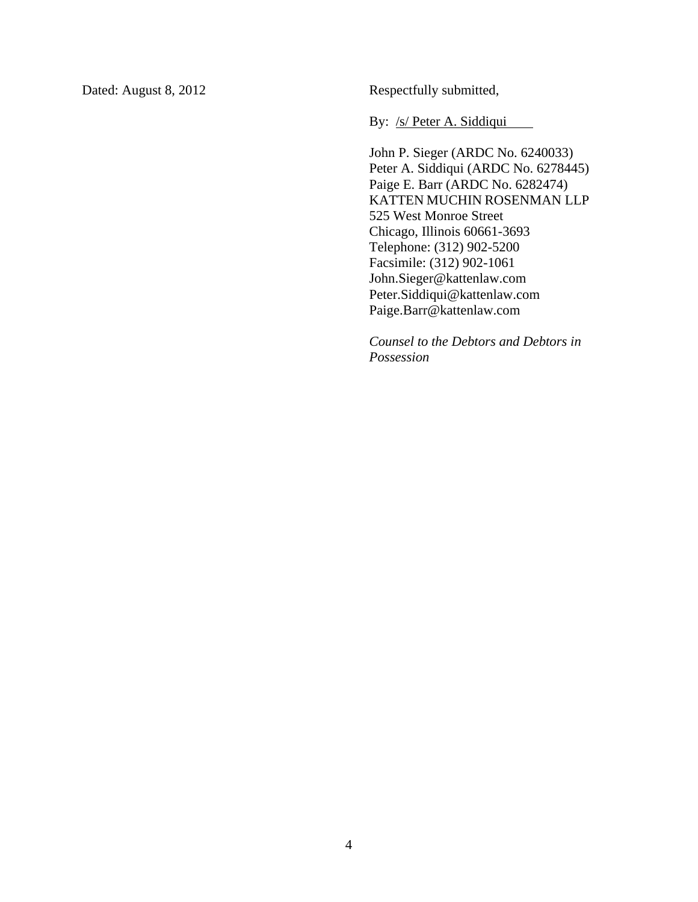Dated: August 8, 2012

Respectfully submitted,

By: /s/ Peter A. Siddiqui

John P. Sieger (ARDC No. 6240033)
Peter A. Siddiqui (ARDC No. 6278445)
Paige E. Barr (ARDC No. 6282474)
KATTEN MUCHIN ROSENMAN LLP
525 West Monroe Street
Chicago, Illinois 60661-3693
Telephone: (312) 902-5200
Facsimile: (312) 902-1061
John.Sieger@kattenlaw.com
Peter.Siddiqui@kattenlaw.com
Paige.Barr@kattenlaw.com

*Counsel to the Debtors and Debtors in Possession*